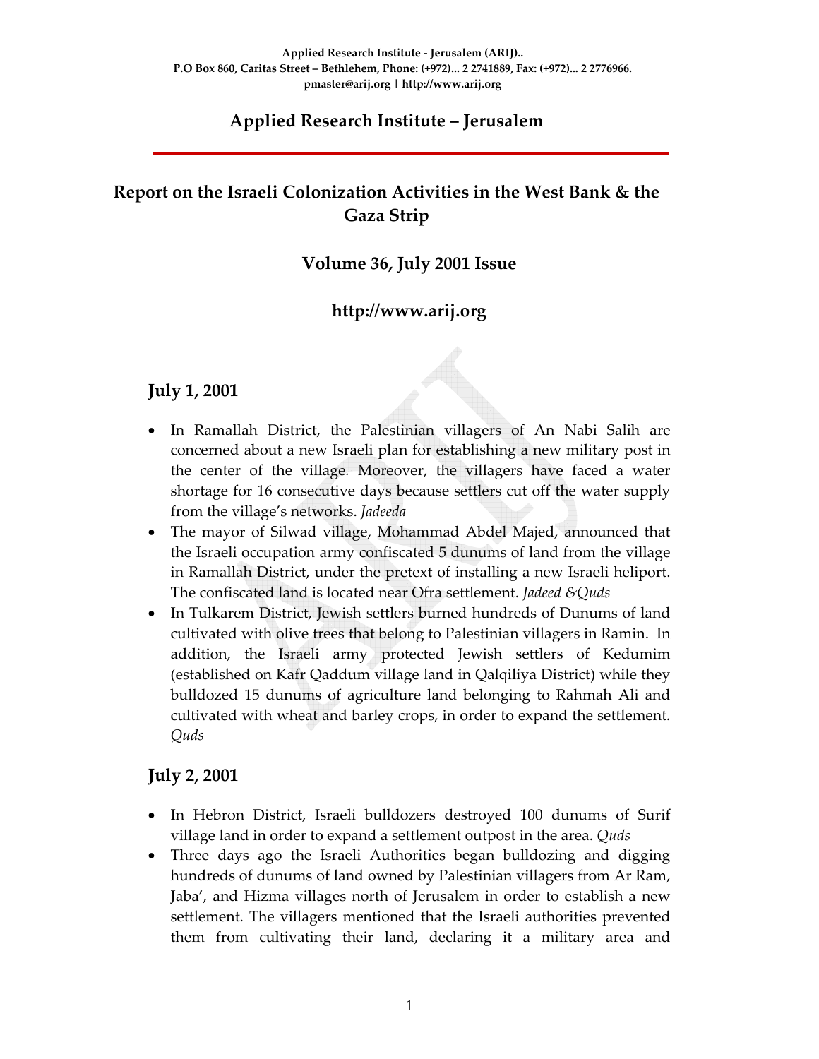Applied Research Institute - Jerusalem (ARIJ)..
P.O Box 860, Caritas Street – Bethlehem, Phone: (+972)... 2 2741889, Fax: (+972)... 2 2776966.
pmaster@arij.org | http://www.arij.org

# Applied Research Institute – Jerusalem

## Report on the Israeli Colonization Activities in the West Bank & the Gaza Strip

### Volume 36, July 2001 Issue

### http://www.arij.org

## July 1, 2001

- In Ramallah District, the Palestinian villagers of An Nabi Salih are concerned about a new Israeli plan for establishing a new military post in the center of the village. Moreover, the villagers have faced a water shortage for 16 consecutive days because settlers cut off the water supply from the village's networks. *Jadeeda*
- The mayor of Silwad village, Mohammad Abdel Majed, announced that the Israeli occupation army confiscated 5 dunums of land from the village in Ramallah District, under the pretext of installing a new Israeli heliport. The confiscated land is located near Ofra settlement. *Jadeed &Quds*
- In Tulkarem District, Jewish settlers burned hundreds of Dunums of land cultivated with olive trees that belong to Palestinian villagers in Ramin. In addition, the Israeli army protected Jewish settlers of Kedumim (established on Kafr Qaddum village land in Qalqiliya District) while they bulldozed 15 dunums of agriculture land belonging to Rahmah Ali and cultivated with wheat and barley crops, in order to expand the settlement. *Quds*

## July 2, 2001

- In Hebron District, Israeli bulldozers destroyed 100 dunums of Surif village land in order to expand a settlement outpost in the area. *Quds*
- Three days ago the Israeli Authorities began bulldozing and digging hundreds of dunums of land owned by Palestinian villagers from Ar Ram, Jaba', and Hizma villages north of Jerusalem in order to establish a new settlement. The villagers mentioned that the Israeli authorities prevented them from cultivating their land, declaring it a military area and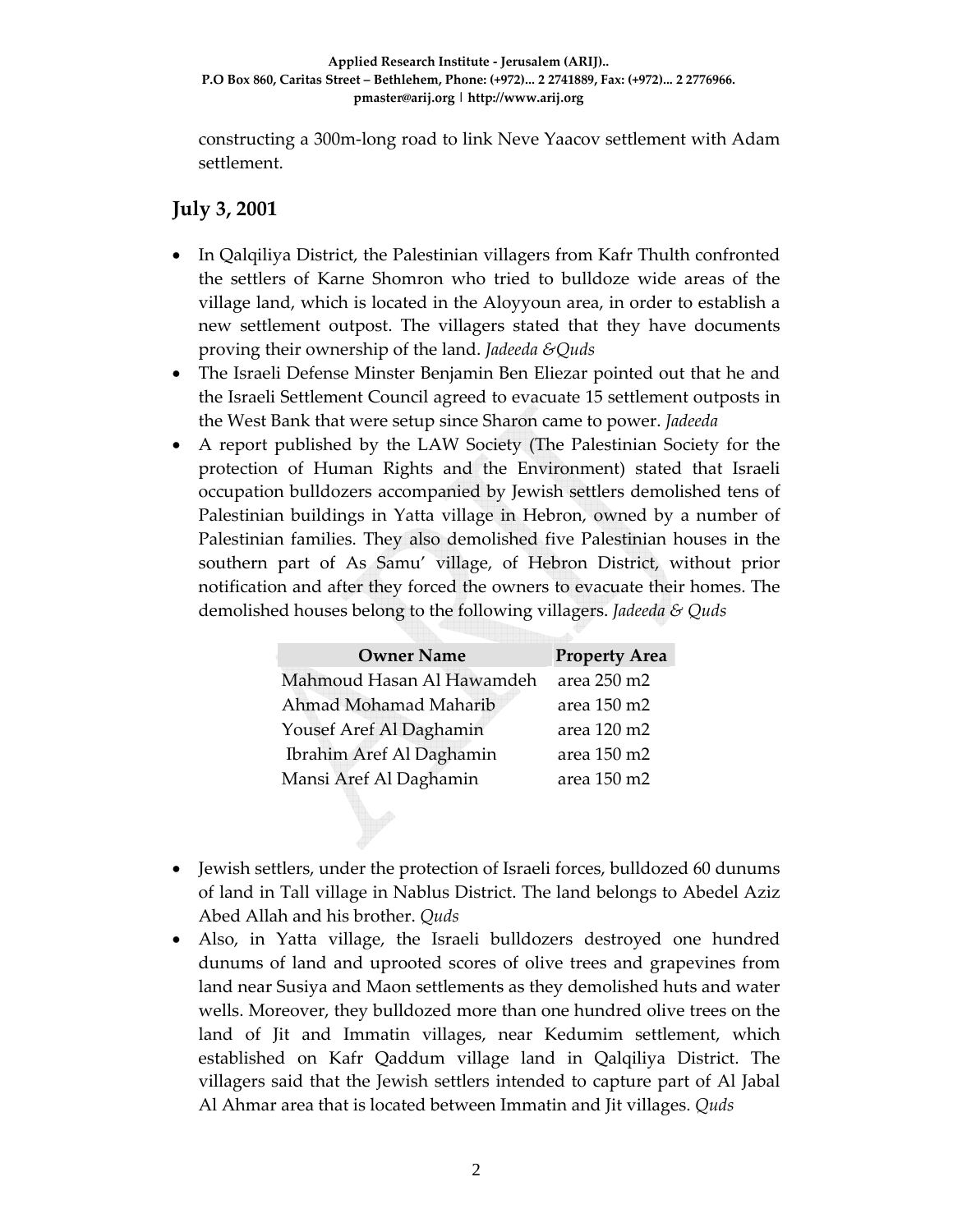constructing a 300m-long road to link Neve Yaacov settlement with Adam settlement.

## July 3, 2001

- In Qalqiliya District, the Palestinian villagers from Kafr Thulth confronted the settlers of Karne Shomron who tried to bulldoze wide areas of the village land, which is located in the Aloyyoun area, in order to establish a new settlement outpost. The villagers stated that they have documents proving their ownership of the land. *Jadeeda &Quds*
- The Israeli Defense Minster Benjamin Ben Eliezar pointed out that he and the Israeli Settlement Council agreed to evacuate 15 settlement outposts in the West Bank that were setup since Sharon came to power. *Jadeeda*
- A report published by the LAW Society (The Palestinian Society for the protection of Human Rights and the Environment) stated that Israeli occupation bulldozers accompanied by Jewish settlers demolished tens of Palestinian buildings in Yatta village in Hebron, owned by a number of Palestinian families. They also demolished five Palestinian houses in the southern part of As Samu' village, of Hebron District, without prior notification and after they forced the owners to evacuate their homes. The demolished houses belong to the following villagers. *Jadeeda & Quds*

| Owner Name | Property Area |
|---|---|
| Mahmoud Hasan Al Hawamdeh | area 250 m2 |
| Ahmad Mohamad Maharib | area 150 m2 |
| Yousef Aref Al Daghamin | area 120 m2 |
| Ibrahim Aref Al Daghamin | area 150 m2 |
| Mansi Aref Al Daghamin | area 150 m2 |

- Jewish settlers, under the protection of Israeli forces, bulldozed 60 dunums of land in Tall village in Nablus District. The land belongs to Abedel Aziz Abed Allah and his brother. *Quds*
- Also, in Yatta village, the Israeli bulldozers destroyed one hundred dunums of land and uprooted scores of olive trees and grapevines from land near Susiya and Maon settlements as they demolished huts and water wells. Moreover, they bulldozed more than one hundred olive trees on the land of Jit and Immatin villages, near Kedumim settlement, which established on Kafr Qaddum village land in Qalqiliya District. The villagers said that the Jewish settlers intended to capture part of Al Jabal Al Ahmar area that is located between Immatin and Jit villages. *Quds*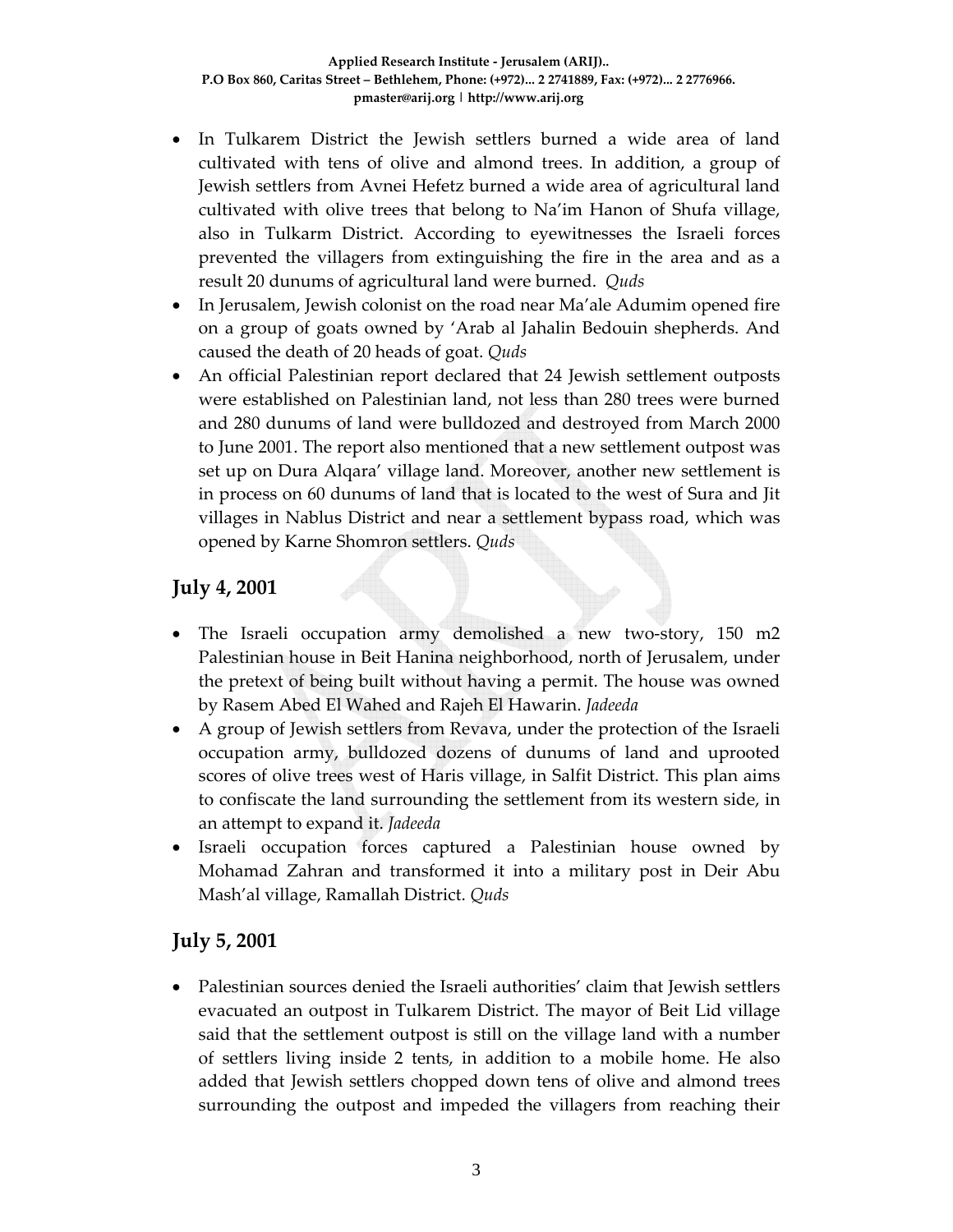- In Tulkarem District the Jewish settlers burned a wide area of land cultivated with tens of olive and almond trees. In addition, a group of Jewish settlers from Avnei Hefetz burned a wide area of agricultural land cultivated with olive trees that belong to Na'im Hanon of Shufa village, also in Tulkarm District. According to eyewitnesses the Israeli forces prevented the villagers from extinguishing the fire in the area and as a result 20 dunums of agricultural land were burned. *Quds*
- In Jerusalem, Jewish colonist on the road near Ma'ale Adumim opened fire on a group of goats owned by 'Arab al Jahalin Bedouin shepherds. And caused the death of 20 heads of goat. *Quds*
- An official Palestinian report declared that 24 Jewish settlement outposts were established on Palestinian land, not less than 280 trees were burned and 280 dunums of land were bulldozed and destroyed from March 2000 to June 2001. The report also mentioned that a new settlement outpost was set up on Dura Alqara' village land. Moreover, another new settlement is in process on 60 dunums of land that is located to the west of Sura and Jit villages in Nablus District and near a settlement bypass road, which was opened by Karne Shomron settlers. *Quds*

## July 4, 2001

- The Israeli occupation army demolished a new two-story, 150 m2 Palestinian house in Beit Hanina neighborhood, north of Jerusalem, under the pretext of being built without having a permit. The house was owned by Rasem Abed El Wahed and Rajeh El Hawarin. *Jadeeda*
- A group of Jewish settlers from Revava, under the protection of the Israeli occupation army, bulldozed dozens of dunums of land and uprooted scores of olive trees west of Haris village, in Salfit District. This plan aims to confiscate the land surrounding the settlement from its western side, in an attempt to expand it. *Jadeeda*
- Israeli occupation forces captured a Palestinian house owned by Mohamad Zahran and transformed it into a military post in Deir Abu Mash'al village, Ramallah District. *Quds*

## July 5, 2001

- Palestinian sources denied the Israeli authorities' claim that Jewish settlers evacuated an outpost in Tulkarem District. The mayor of Beit Lid village said that the settlement outpost is still on the village land with a number of settlers living inside 2 tents, in addition to a mobile home. He also added that Jewish settlers chopped down tens of olive and almond trees surrounding the outpost and impeded the villagers from reaching their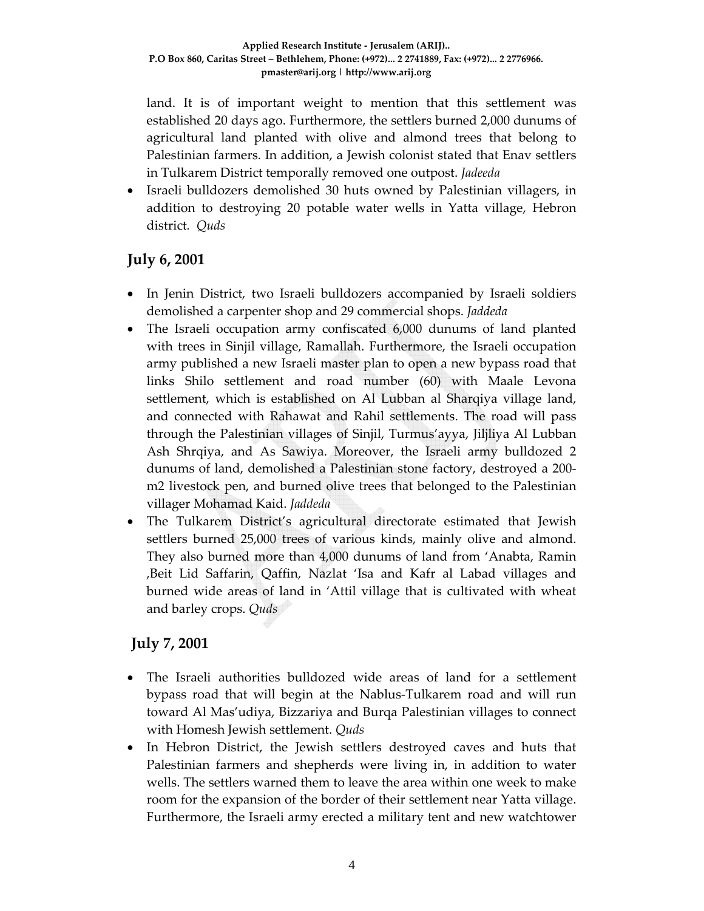land. It is of important weight to mention that this settlement was established 20 days ago. Furthermore, the settlers burned 2,000 dunums of agricultural land planted with olive and almond trees that belong to Palestinian farmers. In addition, a Jewish colonist stated that Enav settlers in Tulkarem District temporally removed one outpost. *Jadeeda*

- Israeli bulldozers demolished 30 huts owned by Palestinian villagers, in addition to destroying 20 potable water wells in Yatta village, Hebron district. *Quds*

## July 6, 2001

- In Jenin District, two Israeli bulldozers accompanied by Israeli soldiers demolished a carpenter shop and 29 commercial shops. *Jaddeda*
- The Israeli occupation army confiscated 6,000 dunums of land planted with trees in Sinjil village, Ramallah. Furthermore, the Israeli occupation army published a new Israeli master plan to open a new bypass road that links Shilo settlement and road number (60) with Maale Levona settlement, which is established on Al Lubban al Sharqiya village land, and connected with Rahawat and Rahil settlements. The road will pass through the Palestinian villages of Sinjil, Turmus'ayya, Jiljliya Al Lubban Ash Shrqiya, and As Sawiya. Moreover, the Israeli army bulldozed 2 dunums of land, demolished a Palestinian stone factory, destroyed a 200-m2 livestock pen, and burned olive trees that belonged to the Palestinian villager Mohamad Kaid. *Jaddeda*
- The Tulkarem District's agricultural directorate estimated that Jewish settlers burned 25,000 trees of various kinds, mainly olive and almond. They also burned more than 4,000 dunums of land from 'Anabta, Ramin ,Beit Lid Saffarin, Qaffin, Nazlat 'Isa and Kafr al Labad villages and burned wide areas of land in 'Attil village that is cultivated with wheat and barley crops. *Quds*

## July 7, 2001

- The Israeli authorities bulldozed wide areas of land for a settlement bypass road that will begin at the Nablus-Tulkarem road and will run toward Al Mas'udiya, Bizzariya and Burqa Palestinian villages to connect with Homesh Jewish settlement. *Quds*
- In Hebron District, the Jewish settlers destroyed caves and huts that Palestinian farmers and shepherds were living in, in addition to water wells. The settlers warned them to leave the area within one week to make room for the expansion of the border of their settlement near Yatta village. Furthermore, the Israeli army erected a military tent and new watchtower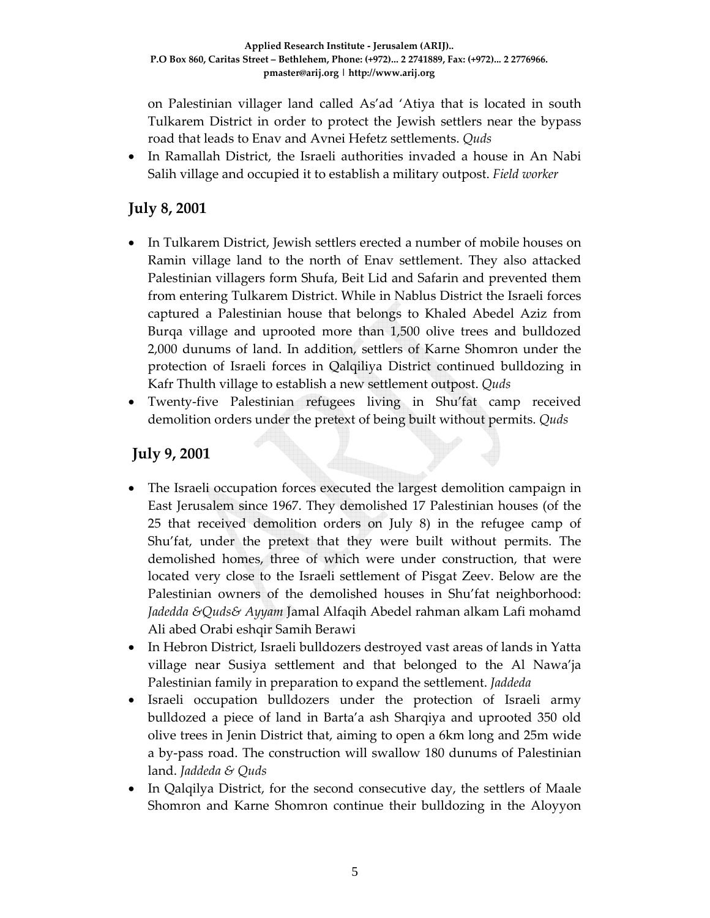on Palestinian villager land called As'ad 'Atiya that is located in south Tulkarem District in order to protect the Jewish settlers near the bypass road that leads to Enav and Avnei Hefetz settlements. *Quds*

- In Ramallah District, the Israeli authorities invaded a house in An Nabi Salih village and occupied it to establish a military outpost. *Field worker*

## July 8, 2001

- In Tulkarem District, Jewish settlers erected a number of mobile houses on Ramin village land to the north of Enav settlement. They also attacked Palestinian villagers form Shufa, Beit Lid and Safarin and prevented them from entering Tulkarem District. While in Nablus District the Israeli forces captured a Palestinian house that belongs to Khaled Abedel Aziz from Burqa village and uprooted more than 1,500 olive trees and bulldozed 2,000 dunums of land. In addition, settlers of Karne Shomron under the protection of Israeli forces in Qalqiliya District continued bulldozing in Kafr Thulth village to establish a new settlement outpost. *Quds*
- Twenty-five Palestinian refugees living in Shu'fat camp received demolition orders under the pretext of being built without permits. *Quds*

## July 9, 2001

- The Israeli occupation forces executed the largest demolition campaign in East Jerusalem since 1967. They demolished 17 Palestinian houses (of the 25 that received demolition orders on July 8) in the refugee camp of Shu'fat, under the pretext that they were built without permits. The demolished homes, three of which were under construction, that were located very close to the Israeli settlement of Pisgat Zeev. Below are the Palestinian owners of the demolished houses in Shu'fat neighborhood: *Jadedda &Quds& Ayyam* Jamal Alfaqih Abedel rahman alkam Lafi mohamd Ali abed Orabi eshqir Samih Berawi
- In Hebron District, Israeli bulldozers destroyed vast areas of lands in Yatta village near Susiya settlement and that belonged to the Al Nawa'ja Palestinian family in preparation to expand the settlement. *Jaddeda*
- Israeli occupation bulldozers under the protection of Israeli army bulldozed a piece of land in Barta'a ash Sharqiya and uprooted 350 old olive trees in Jenin District that, aiming to open a 6km long and 25m wide a by-pass road. The construction will swallow 180 dunums of Palestinian land. *Jaddeda & Quds*
- In Qalqilya District, for the second consecutive day, the settlers of Maale Shomron and Karne Shomron continue their bulldozing in the Aloyyon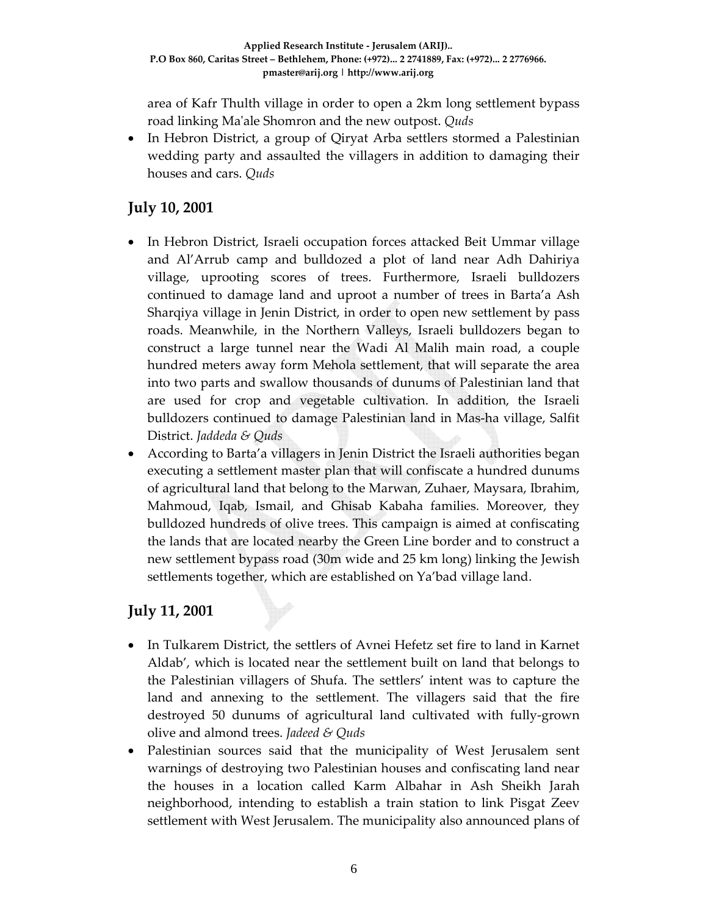area of Kafr Thulth village in order to open a 2km long settlement bypass road linking Ma'ale Shomron and the new outpost. *Quds*

- In Hebron District, a group of Qiryat Arba settlers stormed a Palestinian wedding party and assaulted the villagers in addition to damaging their houses and cars. *Quds*

## July 10, 2001

- In Hebron District, Israeli occupation forces attacked Beit Ummar village and Al'Arrub camp and bulldozed a plot of land near Adh Dahiriya village, uprooting scores of trees. Furthermore, Israeli bulldozers continued to damage land and uproot a number of trees in Barta'a Ash Sharqiya village in Jenin District, in order to open new settlement by pass roads. Meanwhile, in the Northern Valleys, Israeli bulldozers began to construct a large tunnel near the Wadi Al Malih main road, a couple hundred meters away form Mehola settlement, that will separate the area into two parts and swallow thousands of dunums of Palestinian land that are used for crop and vegetable cultivation. In addition, the Israeli bulldozers continued to damage Palestinian land in Mas-ha village, Salfit District. *Jaddeda & Quds*
- According to Barta'a villagers in Jenin District the Israeli authorities began executing a settlement master plan that will confiscate a hundred dunums of agricultural land that belong to the Marwan, Zuhaer, Maysara, Ibrahim, Mahmoud, Iqab, Ismail, and Ghisab Kabaha families. Moreover, they bulldozed hundreds of olive trees. This campaign is aimed at confiscating the lands that are located nearby the Green Line border and to construct a new settlement bypass road (30m wide and 25 km long) linking the Jewish settlements together, which are established on Ya'bad village land.

## July 11, 2001

- In Tulkarem District, the settlers of Avnei Hefetz set fire to land in Karnet Aldab', which is located near the settlement built on land that belongs to the Palestinian villagers of Shufa. The settlers' intent was to capture the land and annexing to the settlement. The villagers said that the fire destroyed 50 dunums of agricultural land cultivated with fully-grown olive and almond trees. *Jadeed & Quds*
- Palestinian sources said that the municipality of West Jerusalem sent warnings of destroying two Palestinian houses and confiscating land near the houses in a location called Karm Albahar in Ash Sheikh Jarah neighborhood, intending to establish a train station to link Pisgat Zeev settlement with West Jerusalem. The municipality also announced plans of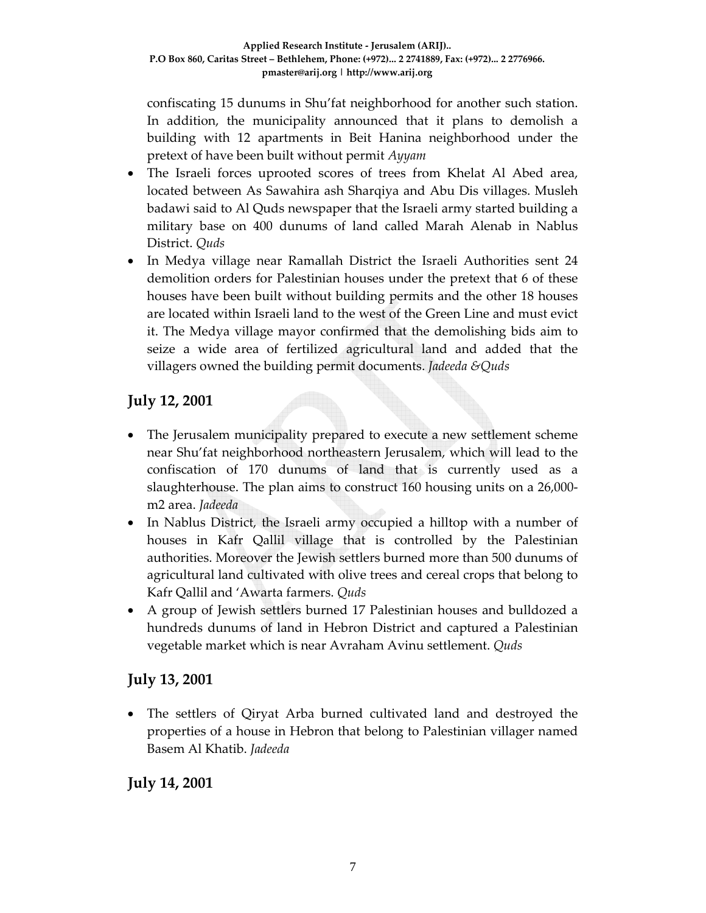confiscating 15 dunums in Shu'fat neighborhood for another such station. In addition, the municipality announced that it plans to demolish a building with 12 apartments in Beit Hanina neighborhood under the pretext of have been built without permit *Ayyam*

- The Israeli forces uprooted scores of trees from Khelat Al Abed area, located between As Sawahira ash Sharqiya and Abu Dis villages. Musleh badawi said to Al Quds newspaper that the Israeli army started building a military base on 400 dunums of land called Marah Alenab in Nablus District. *Quds*
- In Medya village near Ramallah District the Israeli Authorities sent 24 demolition orders for Palestinian houses under the pretext that 6 of these houses have been built without building permits and the other 18 houses are located within Israeli land to the west of the Green Line and must evict it. The Medya village mayor confirmed that the demolishing bids aim to seize a wide area of fertilized agricultural land and added that the villagers owned the building permit documents. *Jadeeda &Quds*

## July 12, 2001

- The Jerusalem municipality prepared to execute a new settlement scheme near Shu'fat neighborhood northeastern Jerusalem, which will lead to the confiscation of 170 dunums of land that is currently used as a slaughterhouse. The plan aims to construct 160 housing units on a 26,000-m2 area. *Jadeeda*
- In Nablus District, the Israeli army occupied a hilltop with a number of houses in Kafr Qallil village that is controlled by the Palestinian authorities. Moreover the Jewish settlers burned more than 500 dunums of agricultural land cultivated with olive trees and cereal crops that belong to Kafr Qallil and 'Awarta farmers. *Quds*
- A group of Jewish settlers burned 17 Palestinian houses and bulldozed a hundreds dunums of land in Hebron District and captured a Palestinian vegetable market which is near Avraham Avinu settlement. *Quds*

## July 13, 2001

- The settlers of Qiryat Arba burned cultivated land and destroyed the properties of a house in Hebron that belong to Palestinian villager named Basem Al Khatib. *Jadeeda*

## July 14, 2001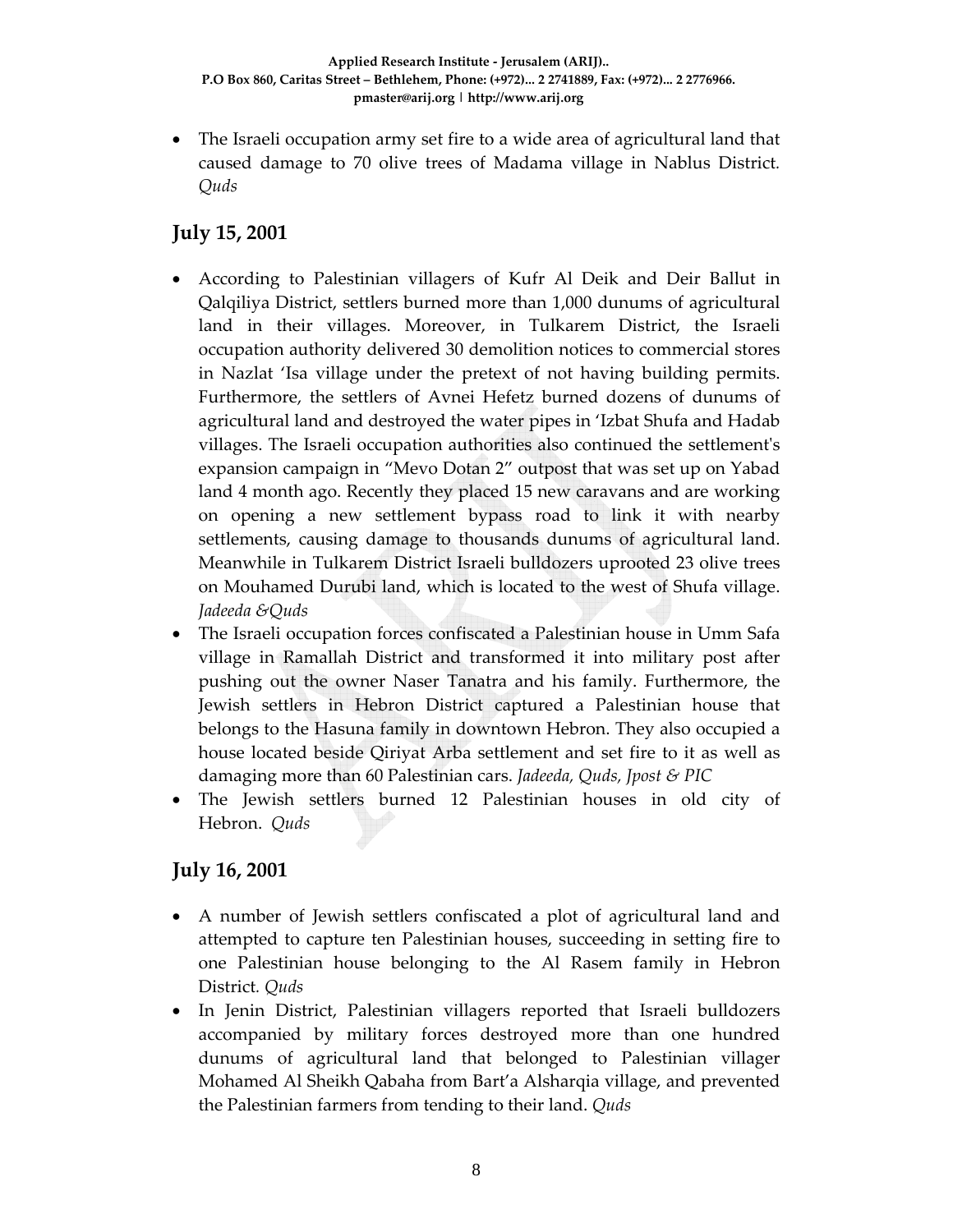- The Israeli occupation army set fire to a wide area of agricultural land that caused damage to 70 olive trees of Madama village in Nablus District. *Quds*

## July 15, 2001

- According to Palestinian villagers of Kufr Al Deik and Deir Ballut in Qalqiliya District, settlers burned more than 1,000 dunums of agricultural land in their villages. Moreover, in Tulkarem District, the Israeli occupation authority delivered 30 demolition notices to commercial stores in Nazlat 'Isa village under the pretext of not having building permits. Furthermore, the settlers of Avnei Hefetz burned dozens of dunums of agricultural land and destroyed the water pipes in 'Izbat Shufa and Hadab villages. The Israeli occupation authorities also continued the settlement's expansion campaign in "Mevo Dotan 2" outpost that was set up on Yabad land 4 month ago. Recently they placed 15 new caravans and are working on opening a new settlement bypass road to link it with nearby settlements, causing damage to thousands dunums of agricultural land. Meanwhile in Tulkarem District Israeli bulldozers uprooted 23 olive trees on Mouhamed Durubi land, which is located to the west of Shufa village. *Jadeeda &Quds*
- The Israeli occupation forces confiscated a Palestinian house in Umm Safa village in Ramallah District and transformed it into military post after pushing out the owner Naser Tanatra and his family. Furthermore, the Jewish settlers in Hebron District captured a Palestinian house that belongs to the Hasuna family in downtown Hebron. They also occupied a house located beside Qiriyat Arba settlement and set fire to it as well as damaging more than 60 Palestinian cars. *Jadeeda, Quds, Jpost & PIC*
- The Jewish settlers burned 12 Palestinian houses in old city of Hebron. *Quds*

## July 16, 2001

- A number of Jewish settlers confiscated a plot of agricultural land and attempted to capture ten Palestinian houses, succeeding in setting fire to one Palestinian house belonging to the Al Rasem family in Hebron District. *Quds*
- In Jenin District, Palestinian villagers reported that Israeli bulldozers accompanied by military forces destroyed more than one hundred dunums of agricultural land that belonged to Palestinian villager Mohamed Al Sheikh Qabaha from Bart'a Alsharqia village, and prevented the Palestinian farmers from tending to their land. *Quds*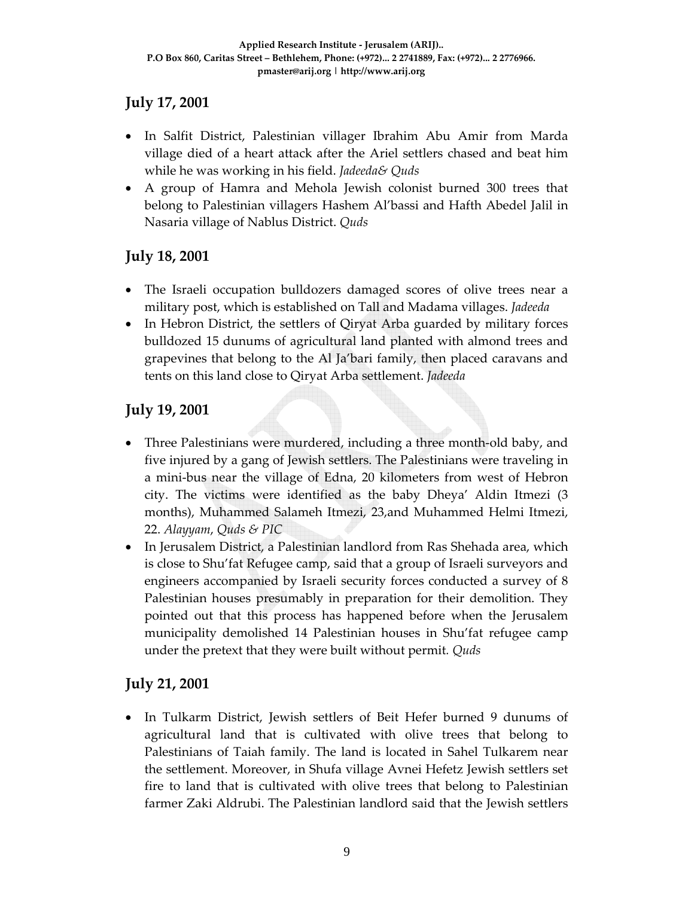## July 17, 2001

- In Salfit District, Palestinian villager Ibrahim Abu Amir from Marda village died of a heart attack after the Ariel settlers chased and beat him while he was working in his field. *Jadeeda& Quds*
- A group of Hamra and Mehola Jewish colonist burned 300 trees that belong to Palestinian villagers Hashem Al'bassi and Hafth Abedel Jalil in Nasaria village of Nablus District. *Quds*

## July 18, 2001

- The Israeli occupation bulldozers damaged scores of olive trees near a military post, which is established on Tall and Madama villages. *Jadeeda*
- In Hebron District, the settlers of Qiryat Arba guarded by military forces bulldozed 15 dunums of agricultural land planted with almond trees and grapevines that belong to the Al Ja'bari family, then placed caravans and tents on this land close to Qiryat Arba settlement. *Jadeeda*

## July 19, 2001

- Three Palestinians were murdered, including a three month-old baby, and five injured by a gang of Jewish settlers. The Palestinians were traveling in a mini-bus near the village of Edna, 20 kilometers from west of Hebron city. The victims were identified as the baby Dheya' Aldin Itmezi (3 months), Muhammed Salameh Itmezi, 23,and Muhammed Helmi Itmezi, 22. *Alayyam, Quds & PIC*
- In Jerusalem District, a Palestinian landlord from Ras Shehada area, which is close to Shu'fat Refugee camp, said that a group of Israeli surveyors and engineers accompanied by Israeli security forces conducted a survey of 8 Palestinian houses presumably in preparation for their demolition. They pointed out that this process has happened before when the Jerusalem municipality demolished 14 Palestinian houses in Shu'fat refugee camp under the pretext that they were built without permit. *Quds*

## July 21, 2001

- In Tulkarm District, Jewish settlers of Beit Hefer burned 9 dunums of agricultural land that is cultivated with olive trees that belong to Palestinians of Taiah family. The land is located in Sahel Tulkarem near the settlement. Moreover, in Shufa village Avnei Hefetz Jewish settlers set fire to land that is cultivated with olive trees that belong to Palestinian farmer Zaki Aldrubi. The Palestinian landlord said that the Jewish settlers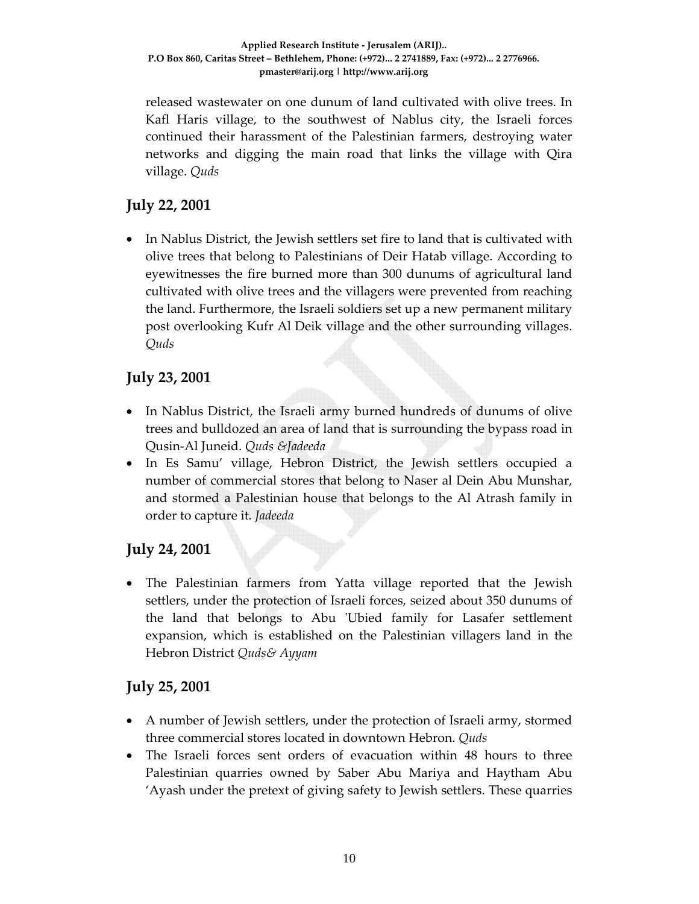released wastewater on one dunum of land cultivated with olive trees. In Kafl Haris village, to the southwest of Nablus city, the Israeli forces continued their harassment of the Palestinian farmers, destroying water networks and digging the main road that links the village with Qira village. *Quds*

## July 22, 2001

- In Nablus District, the Jewish settlers set fire to land that is cultivated with olive trees that belong to Palestinians of Deir Hatab village. According to eyewitnesses the fire burned more than 300 dunums of agricultural land cultivated with olive trees and the villagers were prevented from reaching the land. Furthermore, the Israeli soldiers set up a new permanent military post overlooking Kufr Al Deik village and the other surrounding villages. *Quds*

## July 23, 2001

- In Nablus District, the Israeli army burned hundreds of dunums of olive trees and bulldozed an area of land that is surrounding the bypass road in Qusin-Al Juneid. *Quds &Jadeeda*
- In Es Samu' village, Hebron District, the Jewish settlers occupied a number of commercial stores that belong to Naser al Dein Abu Munshar, and stormed a Palestinian house that belongs to the Al Atrash family in order to capture it. *Jadeeda*

## July 24, 2001

- The Palestinian farmers from Yatta village reported that the Jewish settlers, under the protection of Israeli forces, seized about 350 dunums of the land that belongs to Abu 'Ubied family for Lasafer settlement expansion, which is established on the Palestinian villagers land in the Hebron District *Quds& Ayyam*

## July 25, 2001

- A number of Jewish settlers, under the protection of Israeli army, stormed three commercial stores located in downtown Hebron. *Quds*
- The Israeli forces sent orders of evacuation within 48 hours to three Palestinian quarries owned by Saber Abu Mariya and Haytham Abu 'Ayash under the pretext of giving safety to Jewish settlers. These quarries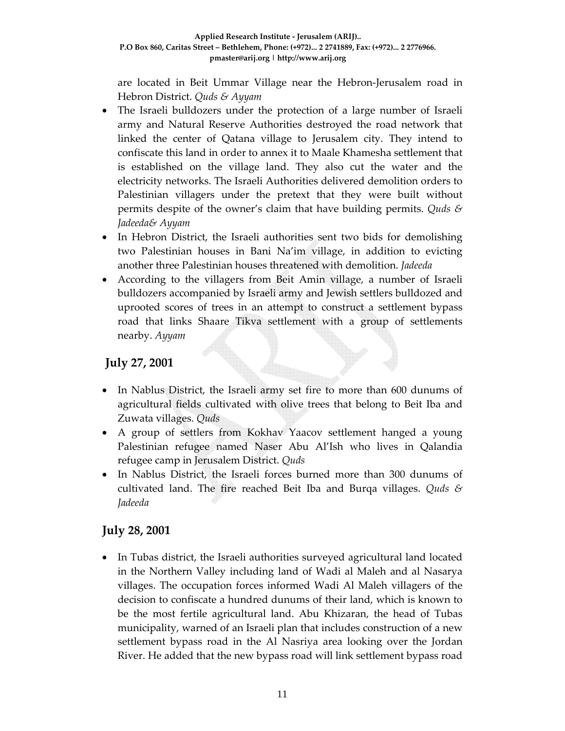are located in Beit Ummar Village near the Hebron-Jerusalem road in Hebron District. *Quds & Ayyam*

- The Israeli bulldozers under the protection of a large number of Israeli army and Natural Reserve Authorities destroyed the road network that linked the center of Qatana village to Jerusalem city. They intend to confiscate this land in order to annex it to Maale Khamesha settlement that is established on the village land. They also cut the water and the electricity networks. The Israeli Authorities delivered demolition orders to Palestinian villagers under the pretext that they were built without permits despite of the owner's claim that have building permits. *Quds & Jadeeda& Ayyam*
- In Hebron District, the Israeli authorities sent two bids for demolishing two Palestinian houses in Bani Na'im village, in addition to evicting another three Palestinian houses threatened with demolition. *Jadeeda*
- According to the villagers from Beit Amin village, a number of Israeli bulldozers accompanied by Israeli army and Jewish settlers bulldozed and uprooted scores of trees in an attempt to construct a settlement bypass road that links Shaare Tikva settlement with a group of settlements nearby. *Ayyam*

## July 27, 2001

- In Nablus District, the Israeli army set fire to more than 600 dunums of agricultural fields cultivated with olive trees that belong to Beit Iba and Zuwata villages. *Quds*
- A group of settlers from Kokhav Yaacov settlement hanged a young Palestinian refugee named Naser Abu Al'Ish who lives in Qalandia refugee camp in Jerusalem District. *Quds*
- In Nablus District, the Israeli forces burned more than 300 dunums of cultivated land. The fire reached Beit Iba and Burqa villages. *Quds & Jadeeda*

## July 28, 2001

- In Tubas district, the Israeli authorities surveyed agricultural land located in the Northern Valley including land of Wadi al Maleh and al Nasarya villages. The occupation forces informed Wadi Al Maleh villagers of the decision to confiscate a hundred dunums of their land, which is known to be the most fertile agricultural land. Abu Khizaran, the head of Tubas municipality, warned of an Israeli plan that includes construction of a new settlement bypass road in the Al Nasriya area looking over the Jordan River. He added that the new bypass road will link settlement bypass road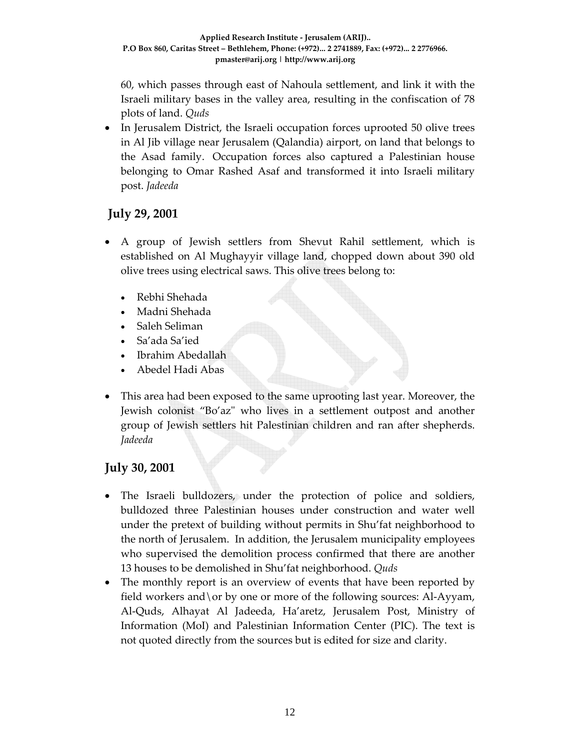60, which passes through east of Nahoula settlement, and link it with the Israeli military bases in the valley area, resulting in the confiscation of 78 plots of land. *Quds*

- In Jerusalem District, the Israeli occupation forces uprooted 50 olive trees in Al Jib village near Jerusalem (Qalandia) airport, on land that belongs to the Asad family. Occupation forces also captured a Palestinian house belonging to Omar Rashed Asaf and transformed it into Israeli military post. *Jadeeda*

## July 29, 2001

- A group of Jewish settlers from Shevut Rahil settlement, which is established on Al Mughayyir village land, chopped down about 390 old olive trees using electrical saws. This olive trees belong to:
  - Rebhi Shehada
  - Madni Shehada
  - Saleh Seliman
  - Sa'ada Sa'ied
  - Ibrahim Abedallah
  - Abedel Hadi Abas
- This area had been exposed to the same uprooting last year. Moreover, the Jewish colonist "Bo'az" who lives in a settlement outpost and another group of Jewish settlers hit Palestinian children and ran after shepherds. *Jadeeda*

## July 30, 2001

- The Israeli bulldozers, under the protection of police and soldiers, bulldozed three Palestinian houses under construction and water well under the pretext of building without permits in Shu'fat neighborhood to the north of Jerusalem. In addition, the Jerusalem municipality employees who supervised the demolition process confirmed that there are another 13 houses to be demolished in Shu'fat neighborhood. *Quds*
- The monthly report is an overview of events that have been reported by field workers and\or by one or more of the following sources: Al-Ayyam, Al-Quds, Alhayat Al Jadeeda, Ha'aretz, Jerusalem Post, Ministry of Information (MoI) and Palestinian Information Center (PIC). The text is not quoted directly from the sources but is edited for size and clarity.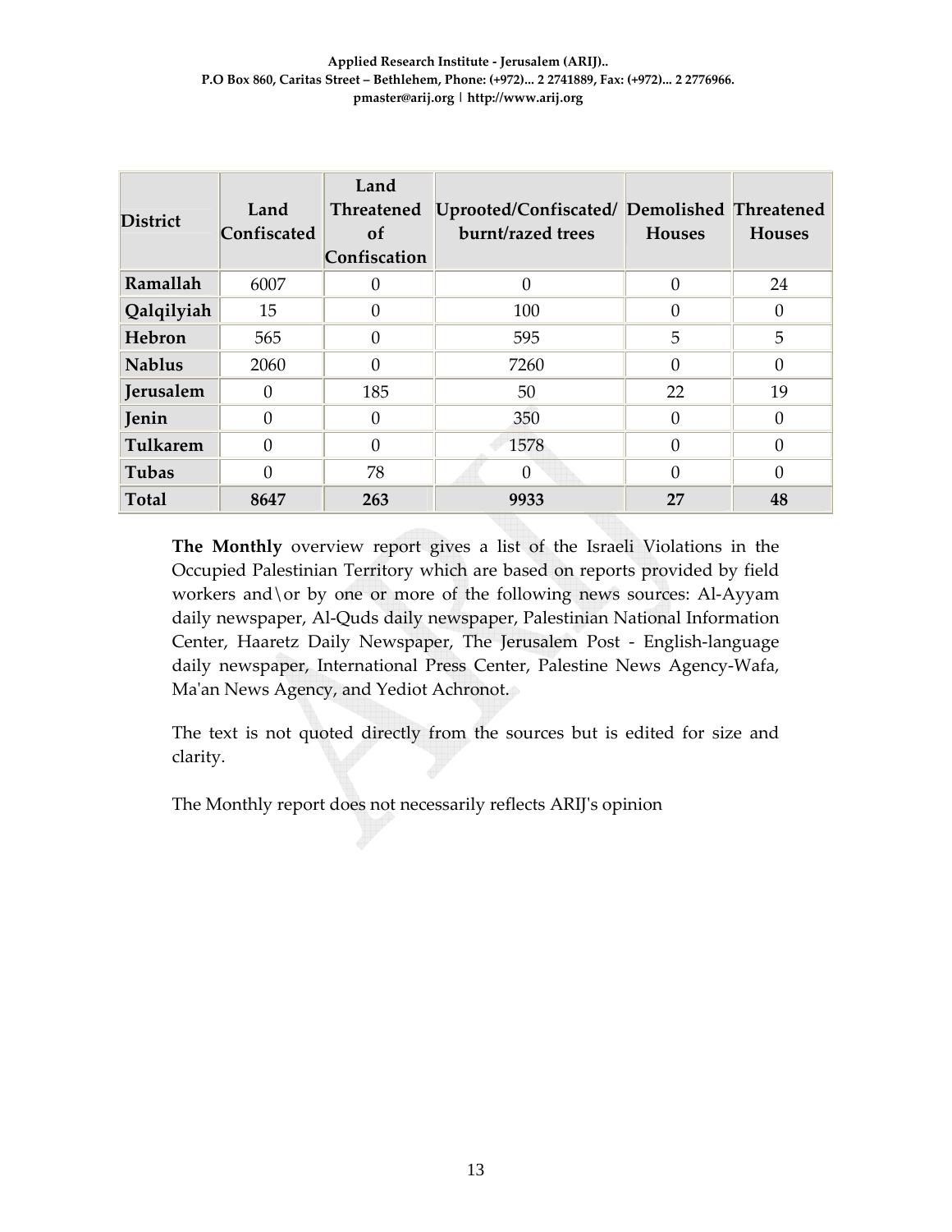| District | Land Confiscated | Land Threatened of Confiscation | Uprooted/Confiscated/ burnt/razed trees | Demolished Houses | Threatened Houses |
|---|---|---|---|---|---|
| **Ramallah** | 6007 | 0 | 0 | 0 | 24 |
| **Qalqilyiah** | 15 | 0 | 100 | 0 | 0 |
| **Hebron** | 565 | 0 | 595 | 5 | 5 |
| **Nablus** | 2060 | 0 | 7260 | 0 | 0 |
| **Jerusalem** | 0 | 185 | 50 | 22 | 19 |
| **Jenin** | 0 | 0 | 350 | 0 | 0 |
| **Tulkarem** | 0 | 0 | 1578 | 0 | 0 |
| **Tubas** | 0 | 78 | 0 | 0 | 0 |
| **Total** | **8647** | **263** | **9933** | **27** | **48** |

**The Monthly** overview report gives a list of the Israeli Violations in the Occupied Palestinian Territory which are based on reports provided by field workers and\or by one or more of the following news sources: Al-Ayyam daily newspaper, Al-Quds daily newspaper, Palestinian National Information Center, Haaretz Daily Newspaper, The Jerusalem Post - English-language daily newspaper, International Press Center, Palestine News Agency-Wafa, Ma'an News Agency, and Yediot Achronot.

The text is not quoted directly from the sources but is edited for size and clarity.

The Monthly report does not necessarily reflects ARIJ's opinion